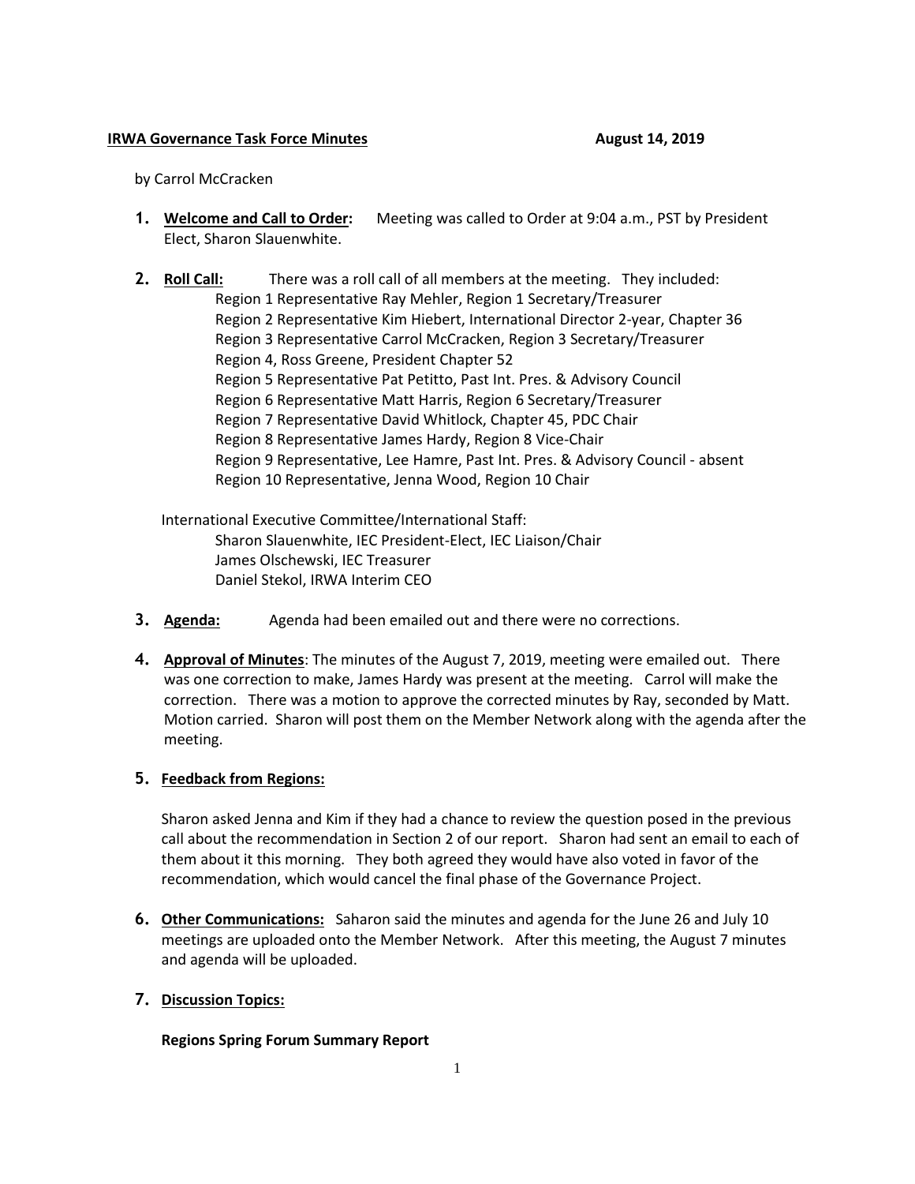**IRWA Governance Task Force Minutes** **August 14, 2019**

by Carrol McCracken

1. **Welcome and Call to Order:** Meeting was called to Order at 9:04 a.m., PST by President Elect, Sharon Slauenwhite.

2. **Roll Call:** There was a roll call of all members at the meeting. They included:
   - Region 1 Representative Ray Mehler, Region 1 Secretary/Treasurer
   - Region 2 Representative Kim Hiebert, International Director 2-year, Chapter 36
   - Region 3 Representative Carrol McCracken, Region 3 Secretary/Treasurer
   - Region 4, Ross Greene, President Chapter 52
   - Region 5 Representative Pat Petitto, Past Int. Pres. & Advisory Council
   - Region 6 Representative Matt Harris, Region 6 Secretary/Treasurer
   - Region 7 Representative David Whitlock, Chapter 45, PDC Chair
   - Region 8 Representative James Hardy, Region 8 Vice-Chair
   - Region 9 Representative, Lee Hamre, Past Int. Pres. & Advisory Council - absent
   - Region 10 Representative, Jenna Wood, Region 10 Chair

   International Executive Committee/International Staff:
   - Sharon Slauenwhite, IEC President-Elect, IEC Liaison/Chair
   - James Olschewski, IEC Treasurer
   - Daniel Stekol, IRWA Interim CEO

3. **Agenda:** Agenda had been emailed out and there were no corrections.

4. **Approval of Minutes**: The minutes of the August 7, 2019, meeting were emailed out. There was one correction to make, James Hardy was present at the meeting. Carrol will make the correction. There was a motion to approve the corrected minutes by Ray, seconded by Matt. Motion carried. Sharon will post them on the Member Network along with the agenda after the meeting.

5. **Feedback from Regions:**

   Sharon asked Jenna and Kim if they had a chance to review the question posed in the previous call about the recommendation in Section 2 of our report. Sharon had sent an email to each of them about it this morning. They both agreed they would have also voted in favor of the recommendation, which would cancel the final phase of the Governance Project.

6. **Other Communications:** Saharon said the minutes and agenda for the June 26 and July 10 meetings are uploaded onto the Member Network. After this meeting, the August 7 minutes and agenda will be uploaded.

7. **Discussion Topics:**

   **Regions Spring Forum Summary Report**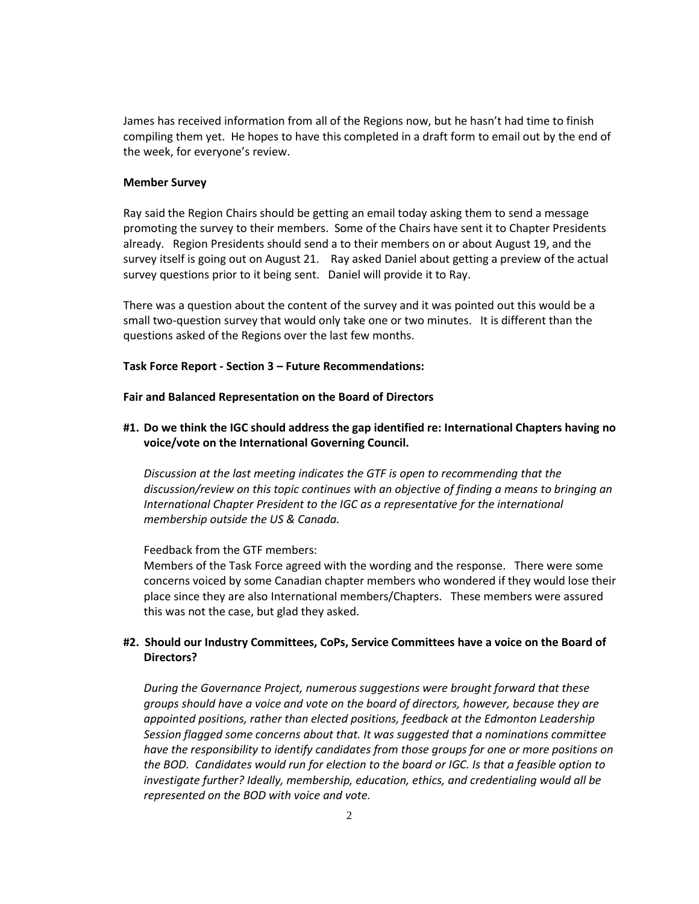James has received information from all of the Regions now, but he hasn't had time to finish compiling them yet. He hopes to have this completed in a draft form to email out by the end of the week, for everyone's review.

**Member Survey**

Ray said the Region Chairs should be getting an email today asking them to send a message promoting the survey to their members. Some of the Chairs have sent it to Chapter Presidents already. Region Presidents should send a to their members on or about August 19, and the survey itself is going out on August 21. Ray asked Daniel about getting a preview of the actual survey questions prior to it being sent. Daniel will provide it to Ray.

There was a question about the content of the survey and it was pointed out this would be a small two-question survey that would only take one or two minutes. It is different than the questions asked of the Regions over the last few months.

**Task Force Report - Section 3 – Future Recommendations:**

**Fair and Balanced Representation on the Board of Directors**

**#1. Do we think the IGC should address the gap identified re: International Chapters having no voice/vote on the International Governing Council.**

*Discussion at the last meeting indicates the GTF is open to recommending that the discussion/review on this topic continues with an objective of finding a means to bringing an International Chapter President to the IGC as a representative for the international membership outside the US & Canada.*

Feedback from the GTF members:
Members of the Task Force agreed with the wording and the response. There were some concerns voiced by some Canadian chapter members who wondered if they would lose their place since they are also International members/Chapters. These members were assured this was not the case, but glad they asked.

**#2. Should our Industry Committees, CoPs, Service Committees have a voice on the Board of Directors?**

*During the Governance Project, numerous suggestions were brought forward that these groups should have a voice and vote on the board of directors, however, because they are appointed positions, rather than elected positions, feedback at the Edmonton Leadership Session flagged some concerns about that. It was suggested that a nominations committee have the responsibility to identify candidates from those groups for one or more positions on the BOD. Candidates would run for election to the board or IGC. Is that a feasible option to investigate further? Ideally, membership, education, ethics, and credentialing would all be represented on the BOD with voice and vote.*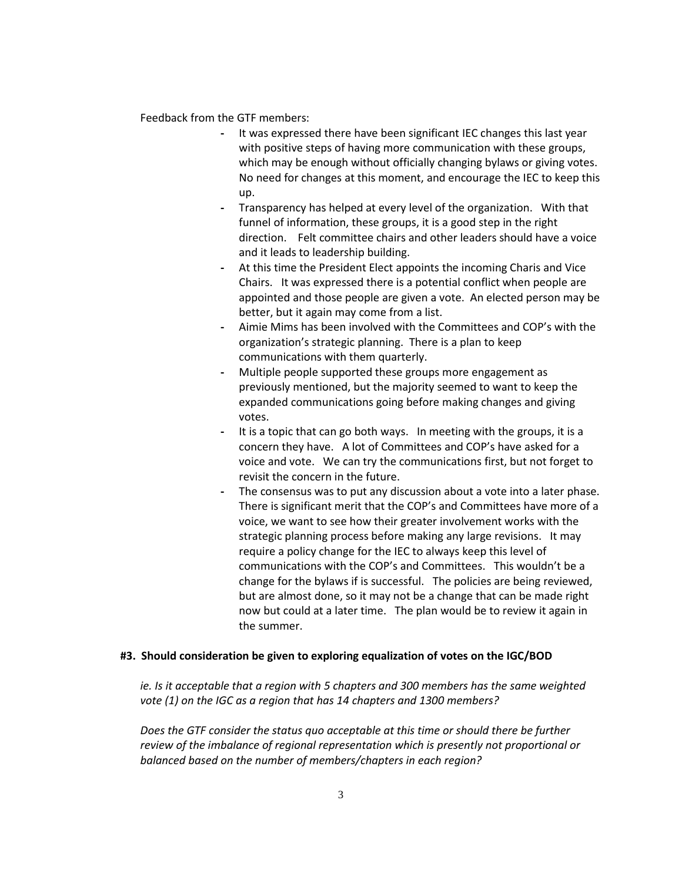Feedback from the GTF members:

- It was expressed there have been significant IEC changes this last year with positive steps of having more communication with these groups, which may be enough without officially changing bylaws or giving votes. No need for changes at this moment, and encourage the IEC to keep this up.
- Transparency has helped at every level of the organization. With that funnel of information, these groups, it is a good step in the right direction. Felt committee chairs and other leaders should have a voice and it leads to leadership building.
- At this time the President Elect appoints the incoming Charis and Vice Chairs. It was expressed there is a potential conflict when people are appointed and those people are given a vote. An elected person may be better, but it again may come from a list.
- Aimie Mims has been involved with the Committees and COP's with the organization's strategic planning. There is a plan to keep communications with them quarterly.
- Multiple people supported these groups more engagement as previously mentioned, but the majority seemed to want to keep the expanded communications going before making changes and giving votes.
- It is a topic that can go both ways. In meeting with the groups, it is a concern they have. A lot of Committees and COP's have asked for a voice and vote. We can try the communications first, but not forget to revisit the concern in the future.
- The consensus was to put any discussion about a vote into a later phase. There is significant merit that the COP's and Committees have more of a voice, we want to see how their greater involvement works with the strategic planning process before making any large revisions. It may require a policy change for the IEC to always keep this level of communications with the COP's and Committees. This wouldn't be a change for the bylaws if is successful. The policies are being reviewed, but are almost done, so it may not be a change that can be made right now but could at a later time. The plan would be to review it again in the summer.

**#3. Should consideration be given to exploring equalization of votes on the IGC/BOD**

*ie. Is it acceptable that a region with 5 chapters and 300 members has the same weighted vote (1) on the IGC as a region that has 14 chapters and 1300 members?*

*Does the GTF consider the status quo acceptable at this time or should there be further review of the imbalance of regional representation which is presently not proportional or balanced based on the number of members/chapters in each region?*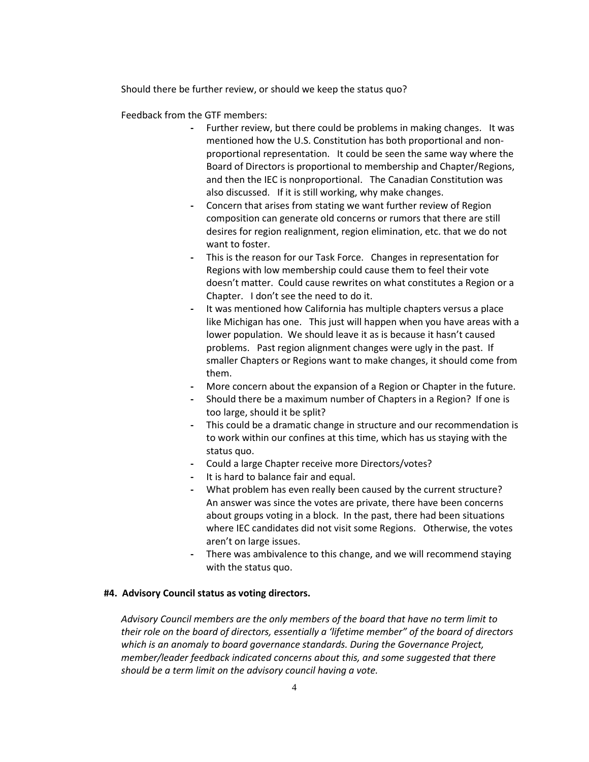Should there be further review, or should we keep the status quo?

Feedback from the GTF members:

- Further review, but there could be problems in making changes. It was mentioned how the U.S. Constitution has both proportional and non-proportional representation. It could be seen the same way where the Board of Directors is proportional to membership and Chapter/Regions, and then the IEC is nonproportional. The Canadian Constitution was also discussed. If it is still working, why make changes.
- Concern that arises from stating we want further review of Region composition can generate old concerns or rumors that there are still desires for region realignment, region elimination, etc. that we do not want to foster.
- This is the reason for our Task Force. Changes in representation for Regions with low membership could cause them to feel their vote doesn't matter. Could cause rewrites on what constitutes a Region or a Chapter. I don't see the need to do it.
- It was mentioned how California has multiple chapters versus a place like Michigan has one. This just will happen when you have areas with a lower population. We should leave it as is because it hasn't caused problems. Past region alignment changes were ugly in the past. If smaller Chapters or Regions want to make changes, it should come from them.
- More concern about the expansion of a Region or Chapter in the future.
- Should there be a maximum number of Chapters in a Region? If one is too large, should it be split?
- This could be a dramatic change in structure and our recommendation is to work within our confines at this time, which has us staying with the status quo.
- Could a large Chapter receive more Directors/votes?
- It is hard to balance fair and equal.
- What problem has even really been caused by the current structure? An answer was since the votes are private, there have been concerns about groups voting in a block. In the past, there had been situations where IEC candidates did not visit some Regions. Otherwise, the votes aren't on large issues.
- There was ambivalence to this change, and we will recommend staying with the status quo.

**#4. Advisory Council status as voting directors.**

*Advisory Council members are the only members of the board that have no term limit to their role on the board of directors, essentially a 'lifetime member" of the board of directors which is an anomaly to board governance standards. During the Governance Project, member/leader feedback indicated concerns about this, and some suggested that there should be a term limit on the advisory council having a vote.*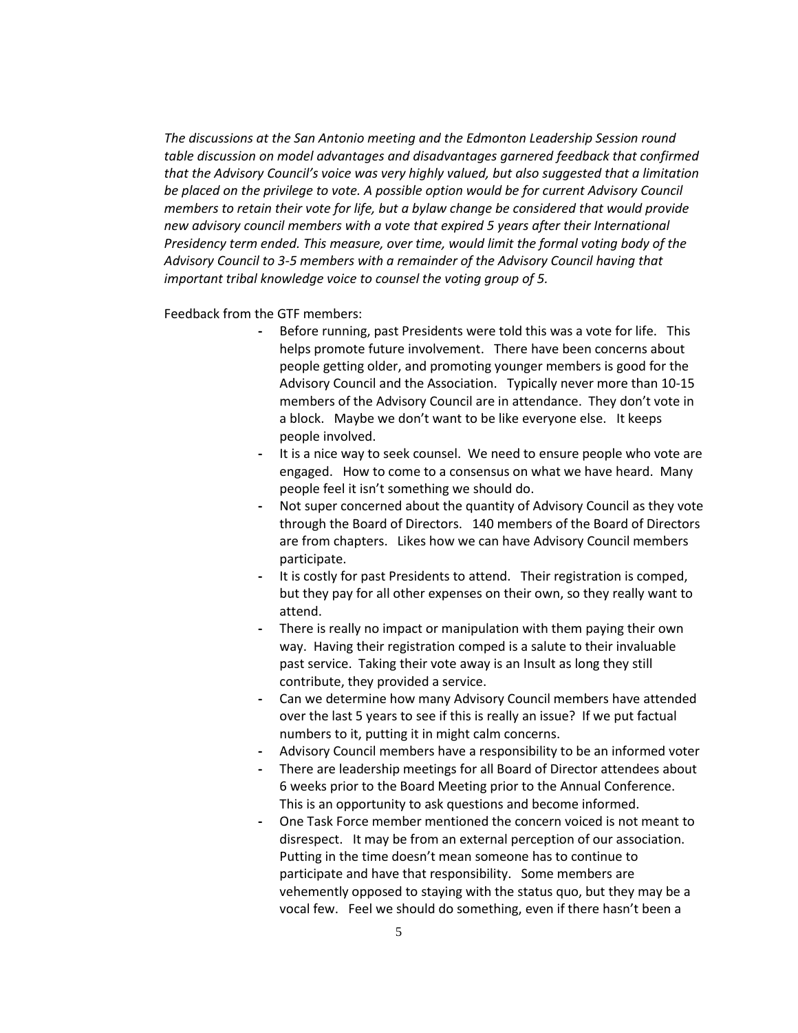*The discussions at the San Antonio meeting and the Edmonton Leadership Session round table discussion on model advantages and disadvantages garnered feedback that confirmed that the Advisory Council's voice was very highly valued, but also suggested that a limitation be placed on the privilege to vote. A possible option would be for current Advisory Council members to retain their vote for life, but a bylaw change be considered that would provide new advisory council members with a vote that expired 5 years after their International Presidency term ended. This measure, over time, would limit the formal voting body of the Advisory Council to 3-5 members with a remainder of the Advisory Council having that important tribal knowledge voice to counsel the voting group of 5.*

Feedback from the GTF members:

- Before running, past Presidents were told this was a vote for life. This helps promote future involvement. There have been concerns about people getting older, and promoting younger members is good for the Advisory Council and the Association. Typically never more than 10-15 members of the Advisory Council are in attendance. They don't vote in a block. Maybe we don't want to be like everyone else. It keeps people involved.
- It is a nice way to seek counsel. We need to ensure people who vote are engaged. How to come to a consensus on what we have heard. Many people feel it isn't something we should do.
- Not super concerned about the quantity of Advisory Council as they vote through the Board of Directors. 140 members of the Board of Directors are from chapters. Likes how we can have Advisory Council members participate.
- It is costly for past Presidents to attend. Their registration is comped, but they pay for all other expenses on their own, so they really want to attend.
- There is really no impact or manipulation with them paying their own way. Having their registration comped is a salute to their invaluable past service. Taking their vote away is an Insult as long they still contribute, they provided a service.
- Can we determine how many Advisory Council members have attended over the last 5 years to see if this is really an issue? If we put factual numbers to it, putting it in might calm concerns.
- Advisory Council members have a responsibility to be an informed voter
- There are leadership meetings for all Board of Director attendees about 6 weeks prior to the Board Meeting prior to the Annual Conference. This is an opportunity to ask questions and become informed.
- One Task Force member mentioned the concern voiced is not meant to disrespect. It may be from an external perception of our association. Putting in the time doesn't mean someone has to continue to participate and have that responsibility. Some members are vehemently opposed to staying with the status quo, but they may be a vocal few. Feel we should do something, even if there hasn't been a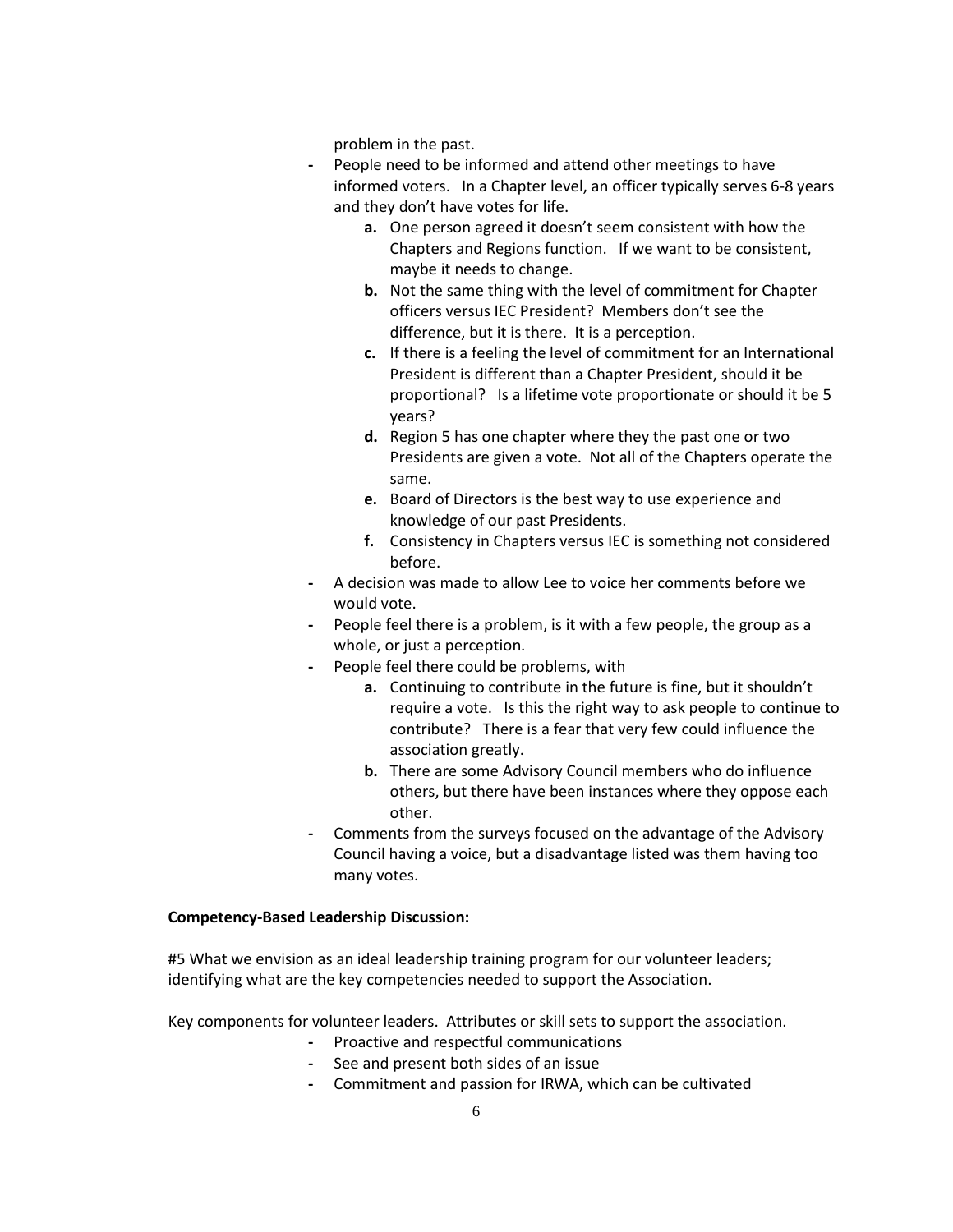problem in the past.

- People need to be informed and attend other meetings to have informed voters. In a Chapter level, an officer typically serves 6-8 years and they don't have votes for life.
    - **a.** One person agreed it doesn't seem consistent with how the Chapters and Regions function. If we want to be consistent, maybe it needs to change.
    - **b.** Not the same thing with the level of commitment for Chapter officers versus IEC President? Members don't see the difference, but it is there. It is a perception.
    - **c.** If there is a feeling the level of commitment for an International President is different than a Chapter President, should it be proportional? Is a lifetime vote proportionate or should it be 5 years?
    - **d.** Region 5 has one chapter where they the past one or two Presidents are given a vote. Not all of the Chapters operate the same.
    - **e.** Board of Directors is the best way to use experience and knowledge of our past Presidents.
    - **f.** Consistency in Chapters versus IEC is something not considered before.
- A decision was made to allow Lee to voice her comments before we would vote.
- People feel there is a problem, is it with a few people, the group as a whole, or just a perception.
- People feel there could be problems, with
    - **a.** Continuing to contribute in the future is fine, but it shouldn't require a vote. Is this the right way to ask people to continue to contribute? There is a fear that very few could influence the association greatly.
    - **b.** There are some Advisory Council members who do influence others, but there have been instances where they oppose each other.
- Comments from the surveys focused on the advantage of the Advisory Council having a voice, but a disadvantage listed was them having too many votes.

**Competency-Based Leadership Discussion:**

#5 What we envision as an ideal leadership training program for our volunteer leaders; identifying what are the key competencies needed to support the Association.

Key components for volunteer leaders. Attributes or skill sets to support the association.

- Proactive and respectful communications
- See and present both sides of an issue
- Commitment and passion for IRWA, which can be cultivated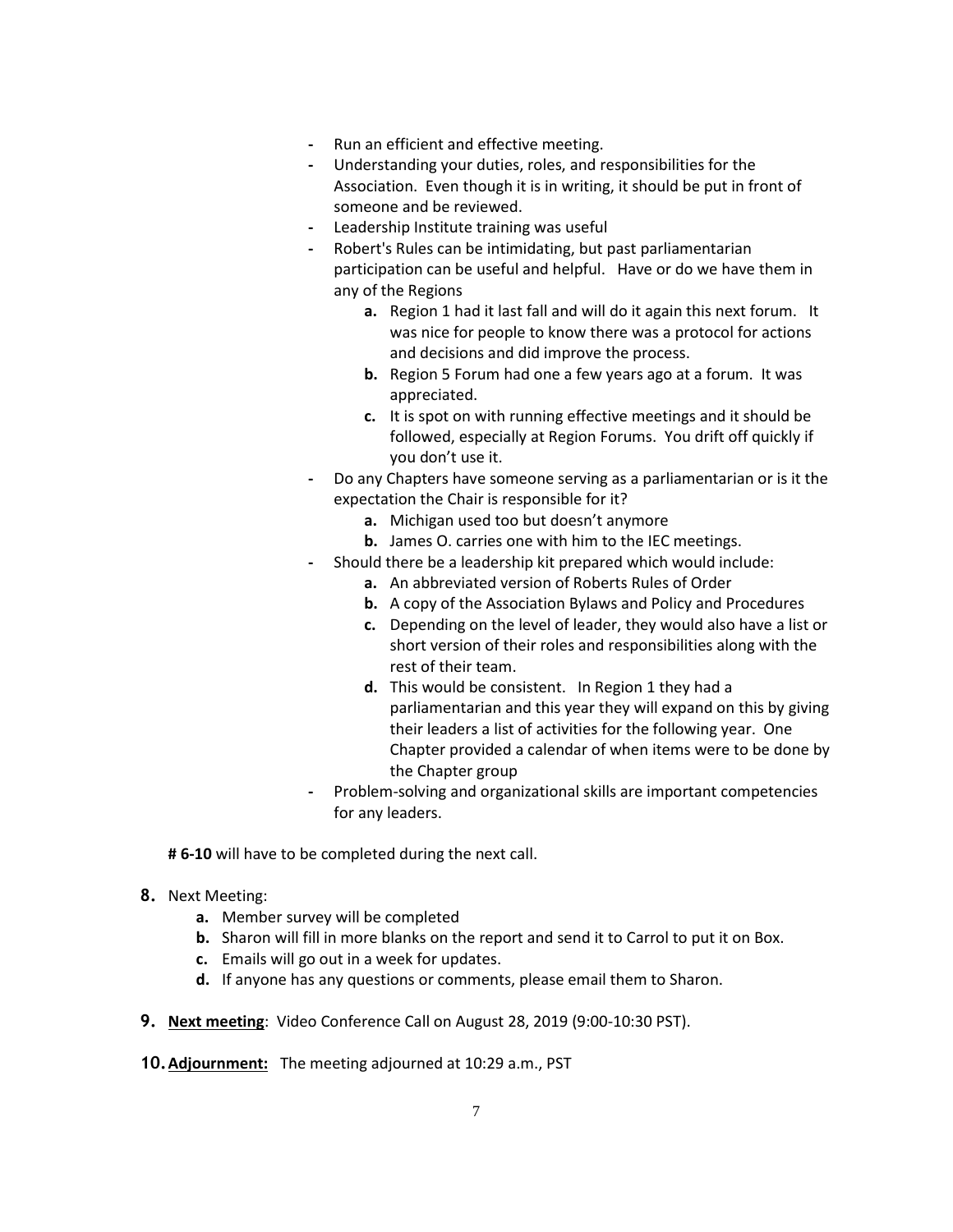- Run an efficient and effective meeting.
- Understanding your duties, roles, and responsibilities for the Association. Even though it is in writing, it should be put in front of someone and be reviewed.
- Leadership Institute training was useful
- Robert's Rules can be intimidating, but past parliamentarian participation can be useful and helpful. Have or do we have them in any of the Regions
    - **a.** Region 1 had it last fall and will do it again this next forum. It was nice for people to know there was a protocol for actions and decisions and did improve the process.
    - **b.** Region 5 Forum had one a few years ago at a forum. It was appreciated.
    - **c.** It is spot on with running effective meetings and it should be followed, especially at Region Forums. You drift off quickly if you don't use it.
- Do any Chapters have someone serving as a parliamentarian or is it the expectation the Chair is responsible for it?
    - **a.** Michigan used too but doesn't anymore
    - **b.** James O. carries one with him to the IEC meetings.
- Should there be a leadership kit prepared which would include:
    - **a.** An abbreviated version of Roberts Rules of Order
    - **b.** A copy of the Association Bylaws and Policy and Procedures
    - **c.** Depending on the level of leader, they would also have a list or short version of their roles and responsibilities along with the rest of their team.
    - **d.** This would be consistent. In Region 1 they had a parliamentarian and this year they will expand on this by giving their leaders a list of activities for the following year. One Chapter provided a calendar of when items were to be done by the Chapter group
- Problem-solving and organizational skills are important competencies for any leaders.

**# 6-10** will have to be completed during the next call.

**8.** Next Meeting:
   - **a.** Member survey will be completed
   - **b.** Sharon will fill in more blanks on the report and send it to Carrol to put it on Box.
   - **c.** Emails will go out in a week for updates.
   - **d.** If anyone has any questions or comments, please email them to Sharon.

**9.** **Next meeting**: Video Conference Call on August 28, 2019 (9:00-10:30 PST).

**10.** **Adjournment:** The meeting adjourned at 10:29 a.m., PST